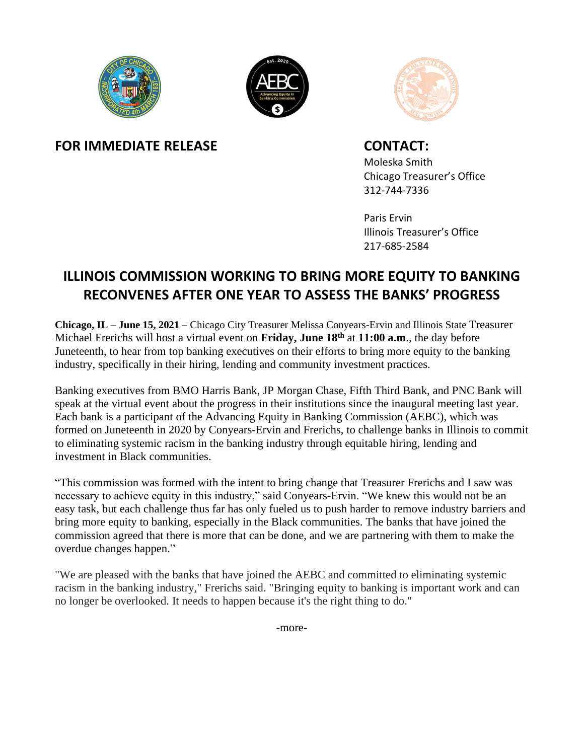**FOR IMMEDIATE RELEASE**

**CONTACT:**
Moleska Smith
Chicago Treasurer's Office
312-744-7336

Paris Ervin
Illinois Treasurer's Office
217-685-2584

# ILLINOIS COMMISSION WORKING TO BRING MORE EQUITY TO BANKING RECONVENES AFTER ONE YEAR TO ASSESS THE BANKS' PROGRESS

**Chicago, IL – June 15, 2021 –** Chicago City Treasurer Melissa Conyears-Ervin and Illinois State Treasurer Michael Frerichs will host a virtual event on **Friday, June 18th** at **11:00 a.m**., the day before Juneteenth, to hear from top banking executives on their efforts to bring more equity to the banking industry, specifically in their hiring, lending and community investment practices.

Banking executives from BMO Harris Bank, JP Morgan Chase, Fifth Third Bank, and PNC Bank will speak at the virtual event about the progress in their institutions since the inaugural meeting last year. Each bank is a participant of the Advancing Equity in Banking Commission (AEBC), which was formed on Juneteenth in 2020 by Conyears-Ervin and Frerichs, to challenge banks in Illinois to commit to eliminating systemic racism in the banking industry through equitable hiring, lending and investment in Black communities.

"This commission was formed with the intent to bring change that Treasurer Frerichs and I saw was necessary to achieve equity in this industry," said Conyears-Ervin. "We knew this would not be an easy task, but each challenge thus far has only fueled us to push harder to remove industry barriers and bring more equity to banking, especially in the Black communities. The banks that have joined the commission agreed that there is more that can be done, and we are partnering with them to make the overdue changes happen."

"We are pleased with the banks that have joined the AEBC and committed to eliminating systemic racism in the banking industry," Frerichs said. "Bringing equity to banking is important work and can no longer be overlooked. It needs to happen because it's the right thing to do."

-more-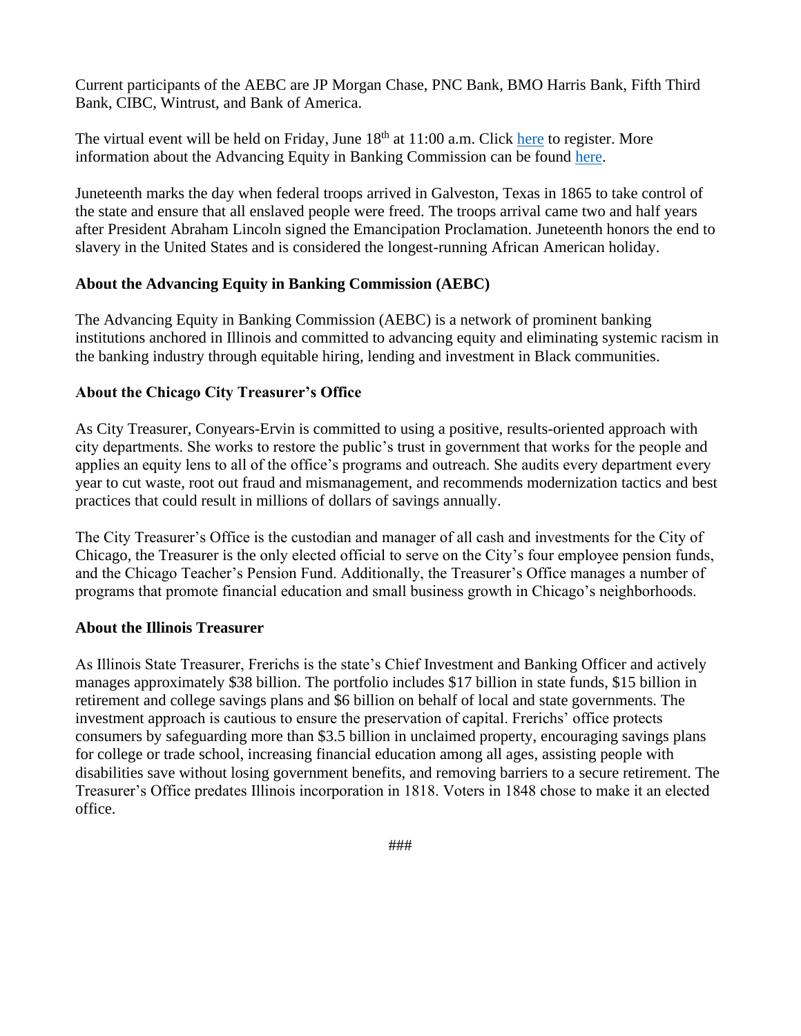Current participants of the AEBC are JP Morgan Chase, PNC Bank, BMO Harris Bank, Fifth Third Bank, CIBC, Wintrust, and Bank of America.

The virtual event will be held on Friday, June 18th at 11:00 a.m. Click here to register. More information about the Advancing Equity in Banking Commission can be found here.

Juneteenth marks the day when federal troops arrived in Galveston, Texas in 1865 to take control of the state and ensure that all enslaved people were freed. The troops arrival came two and half years after President Abraham Lincoln signed the Emancipation Proclamation. Juneteenth honors the end to slavery in the United States and is considered the longest-running African American holiday.

**About the Advancing Equity in Banking Commission (AEBC)**

The Advancing Equity in Banking Commission (AEBC) is a network of prominent banking institutions anchored in Illinois and committed to advancing equity and eliminating systemic racism in the banking industry through equitable hiring, lending and investment in Black communities.

**About the Chicago City Treasurer's Office**

As City Treasurer, Conyears-Ervin is committed to using a positive, results-oriented approach with city departments. She works to restore the public's trust in government that works for the people and applies an equity lens to all of the office's programs and outreach. She audits every department every year to cut waste, root out fraud and mismanagement, and recommends modernization tactics and best practices that could result in millions of dollars of savings annually.

The City Treasurer's Office is the custodian and manager of all cash and investments for the City of Chicago, the Treasurer is the only elected official to serve on the City's four employee pension funds, and the Chicago Teacher's Pension Fund. Additionally, the Treasurer's Office manages a number of programs that promote financial education and small business growth in Chicago's neighborhoods.

**About the Illinois Treasurer**

As Illinois State Treasurer, Frerichs is the state's Chief Investment and Banking Officer and actively manages approximately $38 billion. The portfolio includes $17 billion in state funds, $15 billion in retirement and college savings plans and $6 billion on behalf of local and state governments. The investment approach is cautious to ensure the preservation of capital. Frerichs' office protects consumers by safeguarding more than $3.5 billion in unclaimed property, encouraging savings plans for college or trade school, increasing financial education among all ages, assisting people with disabilities save without losing government benefits, and removing barriers to a secure retirement. The Treasurer's Office predates Illinois incorporation in 1818. Voters in 1848 chose to make it an elected office.

###